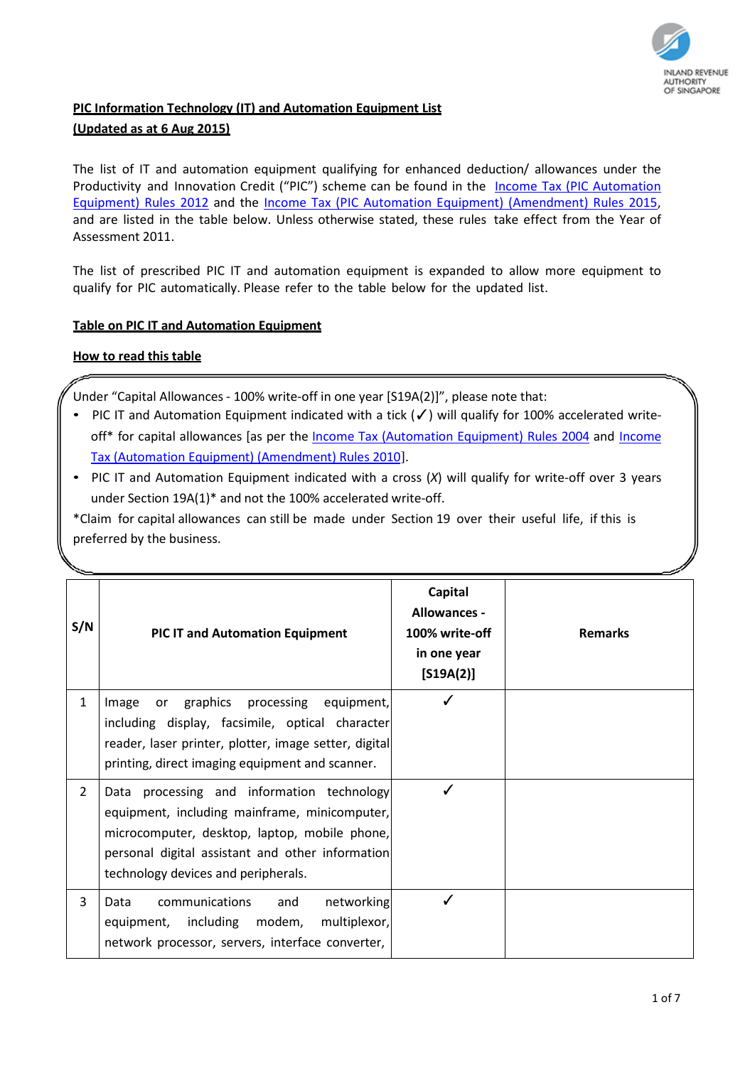## PIC Information Technology (IT) and Automation Equipment List

**(Updated as at 6 Aug 2015)**

The list of IT and automation equipment qualifying for enhanced deduction/ allowances under the Productivity and Innovation Credit ("PIC") scheme can be found in the Income Tax (PIC Automation Equipment) Rules 2012 and the Income Tax (PIC Automation Equipment) (Amendment) Rules 2015, and are listed in the table below. Unless otherwise stated, these rules take effect from the Year of Assessment 2011.

The list of prescribed PIC IT and automation equipment is expanded to allow more equipment to qualify for PIC automatically. Please refer to the table below for the updated list.

### Table on PIC IT and Automation Equipment

### How to read this table

Under "Capital Allowances - 100% write-off in one year [S19A(2)]", please note that:

- PIC IT and Automation Equipment indicated with a tick (✓) will qualify for 100% accelerated write-off* for capital allowances [as per the Income Tax (Automation Equipment) Rules 2004 and Income Tax (Automation Equipment) (Amendment) Rules 2010].
- PIC IT and Automation Equipment indicated with a cross (*X*) will qualify for write-off over 3 years under Section 19A(1)* and not the 100% accelerated write-off.

*Claim for capital allowances can still be made under Section 19 over their useful life, if this is preferred by the business.

| S/N | PIC IT and Automation Equipment | Capital Allowances - 100% write-off in one year [S19A(2)] | Remarks |
|---|---|---|---|
| 1 | Image or graphics processing equipment, including display, facsimile, optical character reader, laser printer, plotter, image setter, digital printing, direct imaging equipment and scanner. | ✓ | |
| 2 | Data processing and information technology equipment, including mainframe, minicomputer, microcomputer, desktop, laptop, mobile phone, personal digital assistant and other information technology devices and peripherals. | ✓ | |
| 3 | Data communications and networking equipment, including modem, multiplexor, network processor, servers, interface converter, | ✓ | |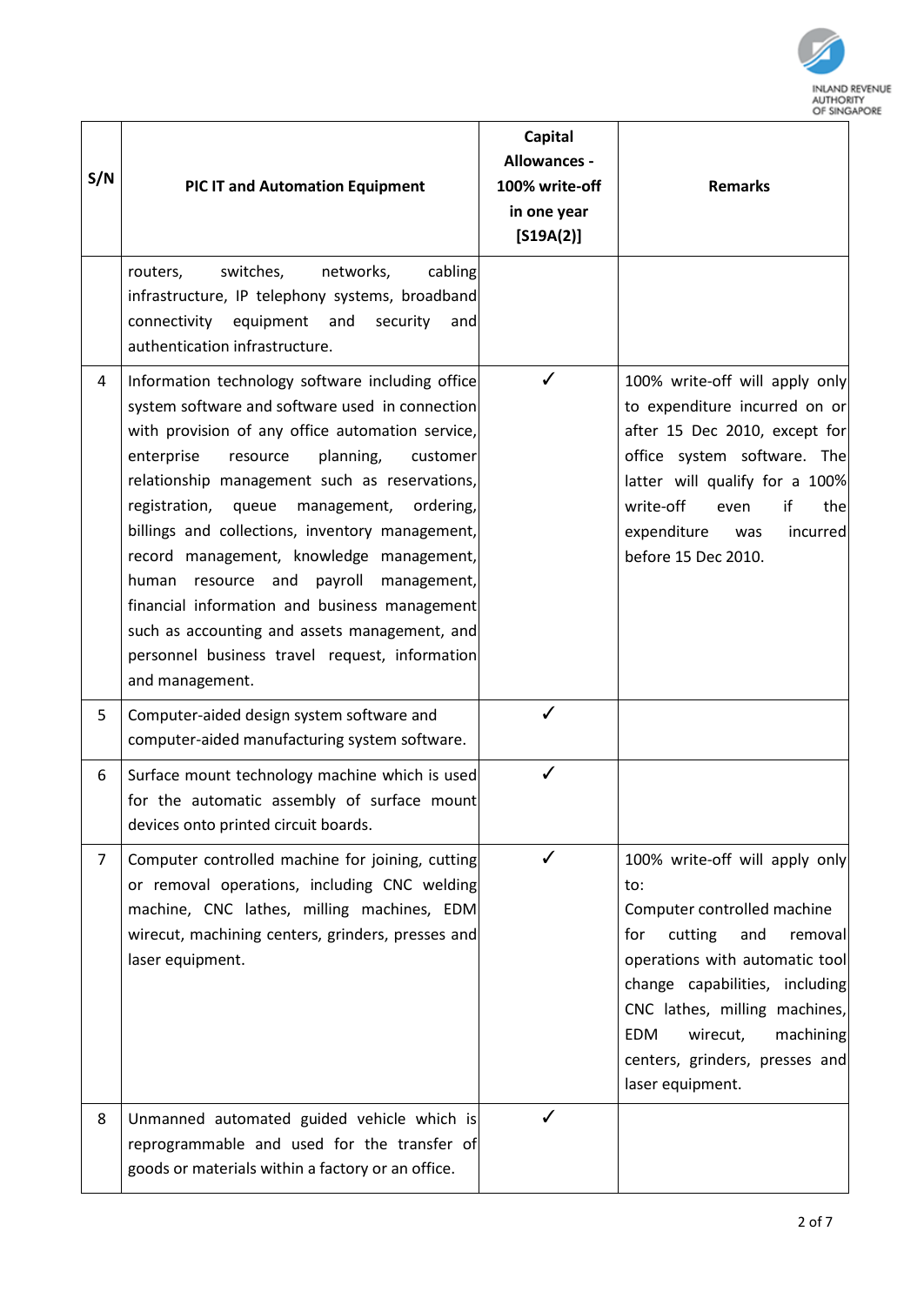| S/N | PIC IT and Automation Equipment | Capital Allowances - 100% write-off in one year [S19A(2)] | Remarks |
|---|---|---|---|
| | routers, switches, networks, cabling infrastructure, IP telephony systems, broadband connectivity equipment and security and authentication infrastructure. | | |
| 4 | Information technology software including office system software and software used in connection with provision of any office automation service, enterprise resource planning, customer relationship management such as reservations, registration, queue management, ordering, billings and collections, inventory management, record management, knowledge management, human resource and payroll management, financial information and business management such as accounting and assets management, and personnel business travel request, information and management. | ✓ | 100% write-off will apply only to expenditure incurred on or after 15 Dec 2010, except for office system software. The latter will qualify for a 100% write-off even if the expenditure was incurred before 15 Dec 2010. |
| 5 | Computer-aided design system software and computer-aided manufacturing system software. | ✓ | |
| 6 | Surface mount technology machine which is used for the automatic assembly of surface mount devices onto printed circuit boards. | ✓ | |
| 7 | Computer controlled machine for joining, cutting or removal operations, including CNC welding machine, CNC lathes, milling machines, EDM wirecut, machining centers, grinders, presses and laser equipment. | ✓ | 100% write-off will apply only to:<br>Computer controlled machine for cutting and removal operations with automatic tool change capabilities, including CNC lathes, milling machines, EDM wirecut, machining centers, grinders, presses and laser equipment. |
| 8 | Unmanned automated guided vehicle which is reprogrammable and used for the transfer of goods or materials within a factory or an office. | ✓ | |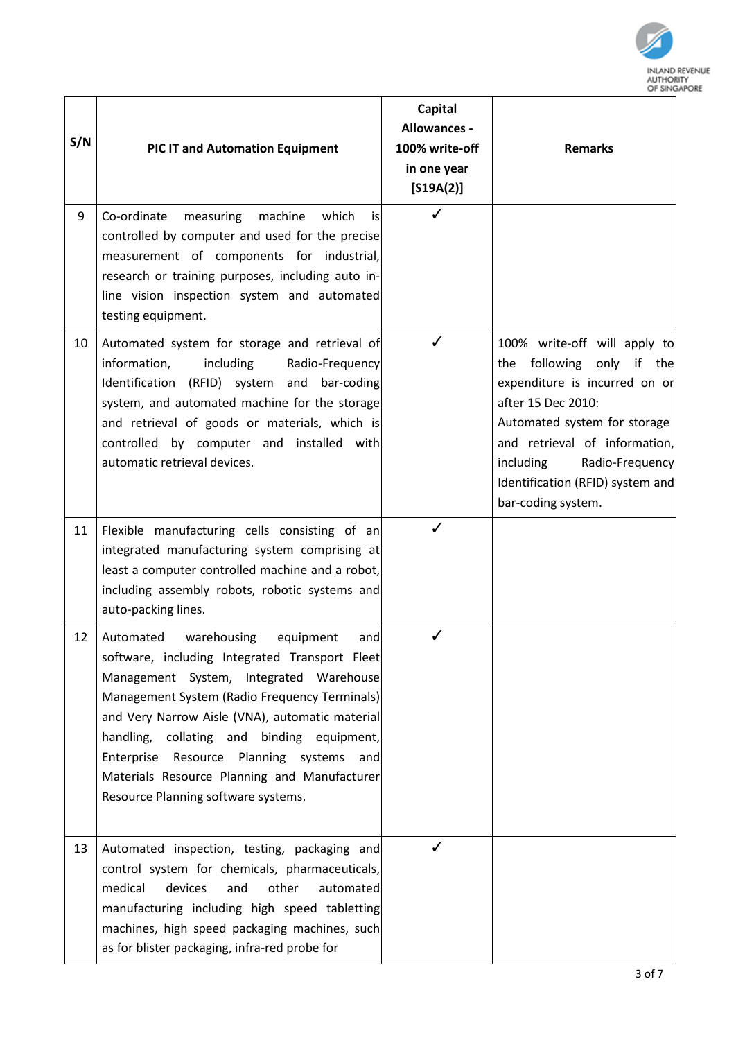| S/N | PIC IT and Automation Equipment | Capital Allowances - 100% write-off in one year [S19A(2)] | Remarks |
|---|---|---|---|
| 9 | Co-ordinate measuring machine which is controlled by computer and used for the precise measurement of components for industrial, research or training purposes, including auto in-line vision inspection system and automated testing equipment. | ✓ | |
| 10 | Automated system for storage and retrieval of information, including Radio-Frequency Identification (RFID) system and bar-coding system, and automated machine for the storage and retrieval of goods or materials, which is controlled by computer and installed with automatic retrieval devices. | ✓ | 100% write-off will apply to the following only if the expenditure is incurred on or after 15 Dec 2010: Automated system for storage and retrieval of information, including Radio-Frequency Identification (RFID) system and bar-coding system. |
| 11 | Flexible manufacturing cells consisting of an integrated manufacturing system comprising at least a computer controlled machine and a robot, including assembly robots, robotic systems and auto-packing lines. | ✓ | |
| 12 | Automated warehousing equipment and software, including Integrated Transport Fleet Management System, Integrated Warehouse Management System (Radio Frequency Terminals) and Very Narrow Aisle (VNA), automatic material handling, collating and binding equipment, Enterprise Resource Planning systems and Materials Resource Planning and Manufacturer Resource Planning software systems. | ✓ | |
| 13 | Automated inspection, testing, packaging and control system for chemicals, pharmaceuticals, medical devices and other automated manufacturing including high speed tabletting machines, high speed packaging machines, such as for blister packaging, infra-red probe for | ✓ | |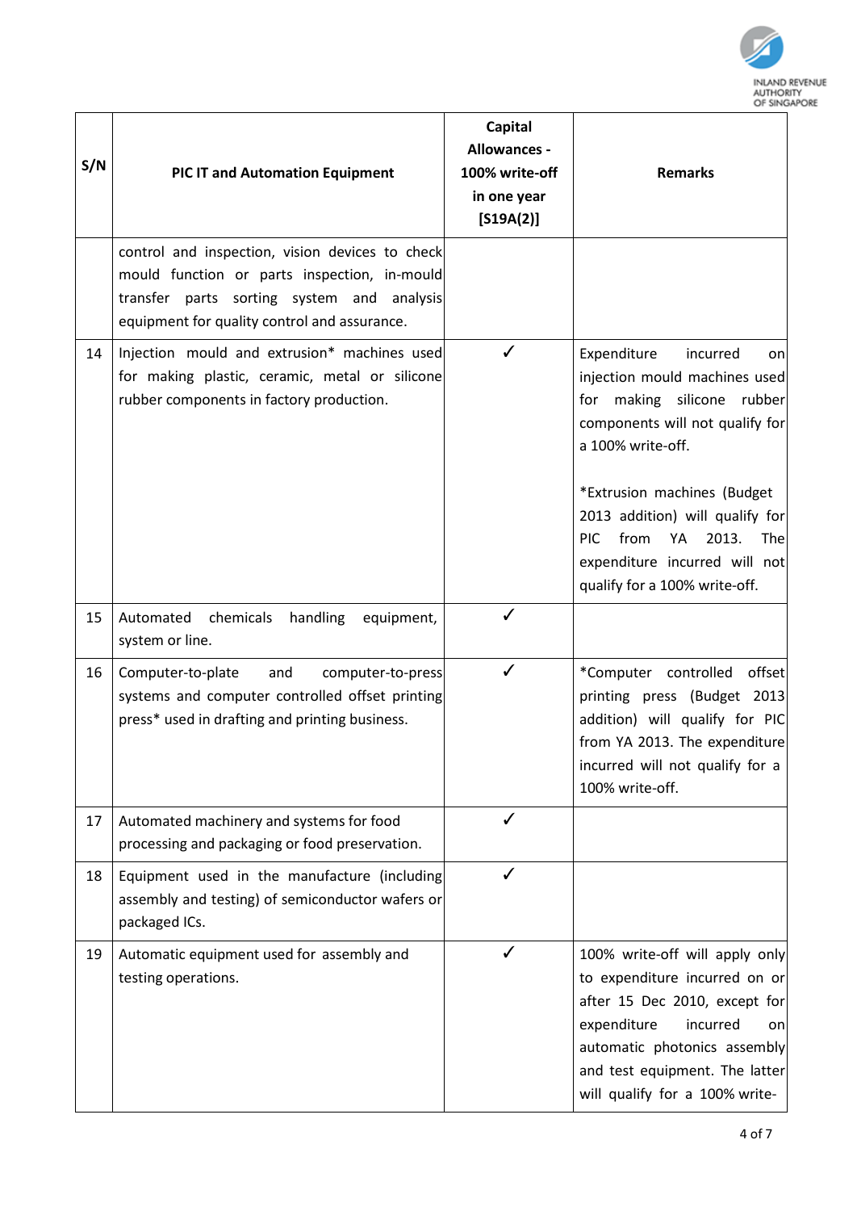| S/N | PIC IT and Automation Equipment | Capital Allowances - 100% write-off in one year [S19A(2)] | Remarks |
|---|---|---|---|
| | control and inspection, vision devices to check mould function or parts inspection, in-mould transfer parts sorting system and analysis equipment for quality control and assurance. | | |
| 14 | Injection mould and extrusion* machines used for making plastic, ceramic, metal or silicone rubber components in factory production. | ✓ | Expenditure incurred on injection mould machines used for making silicone rubber components will not qualify for a 100% write-off.<br><br>*Extrusion machines (Budget 2013 addition) will qualify for PIC from YA 2013. The expenditure incurred will not qualify for a 100% write-off. |
| 15 | Automated chemicals handling equipment, system or line. | ✓ | |
| 16 | Computer-to-plate and computer-to-press systems and computer controlled offset printing press* used in drafting and printing business. | ✓ | *Computer controlled offset printing press (Budget 2013 addition) will qualify for PIC from YA 2013. The expenditure incurred will not qualify for a 100% write-off. |
| 17 | Automated machinery and systems for food processing and packaging or food preservation. | ✓ | |
| 18 | Equipment used in the manufacture (including assembly and testing) of semiconductor wafers or packaged ICs. | ✓ | |
| 19 | Automatic equipment used for assembly and testing operations. | ✓ | 100% write-off will apply only to expenditure incurred on or after 15 Dec 2010, except for expenditure incurred on automatic photonics assembly and test equipment. The latter will qualify for a 100% write- |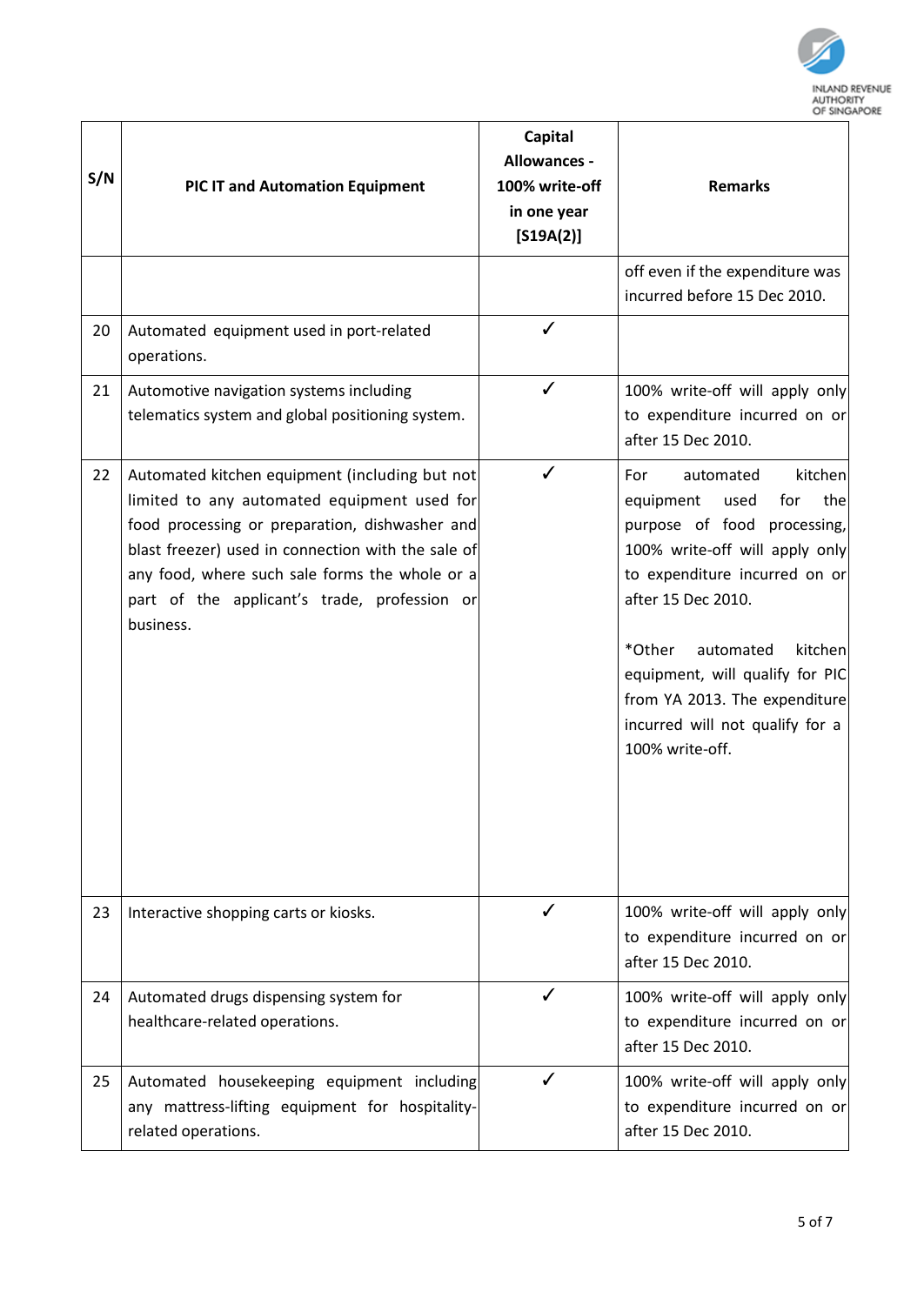| S/N | PIC IT and Automation Equipment | Capital Allowances - 100% write-off in one year [S19A(2)] | Remarks |
|---|---|---|---|
| | | | off even if the expenditure was incurred before 15 Dec 2010. |
| 20 | Automated equipment used in port-related operations. | ✓ | |
| 21 | Automotive navigation systems including telematics system and global positioning system. | ✓ | 100% write-off will apply only to expenditure incurred on or after 15 Dec 2010. |
| 22 | Automated kitchen equipment (including but not limited to any automated equipment used for food processing or preparation, dishwasher and blast freezer) used in connection with the sale of any food, where such sale forms the whole or a part of the applicant's trade, profession or business. | ✓ | For automated kitchen equipment used for the purpose of food processing, 100% write-off will apply only to expenditure incurred on or after 15 Dec 2010.<br><br>*Other automated kitchen equipment, will qualify for PIC from YA 2013. The expenditure incurred will not qualify for a 100% write-off. |
| 23 | Interactive shopping carts or kiosks. | ✓ | 100% write-off will apply only to expenditure incurred on or after 15 Dec 2010. |
| 24 | Automated drugs dispensing system for healthcare-related operations. | ✓ | 100% write-off will apply only to expenditure incurred on or after 15 Dec 2010. |
| 25 | Automated housekeeping equipment including any mattress-lifting equipment for hospitality-related operations. | ✓ | 100% write-off will apply only to expenditure incurred on or after 15 Dec 2010. |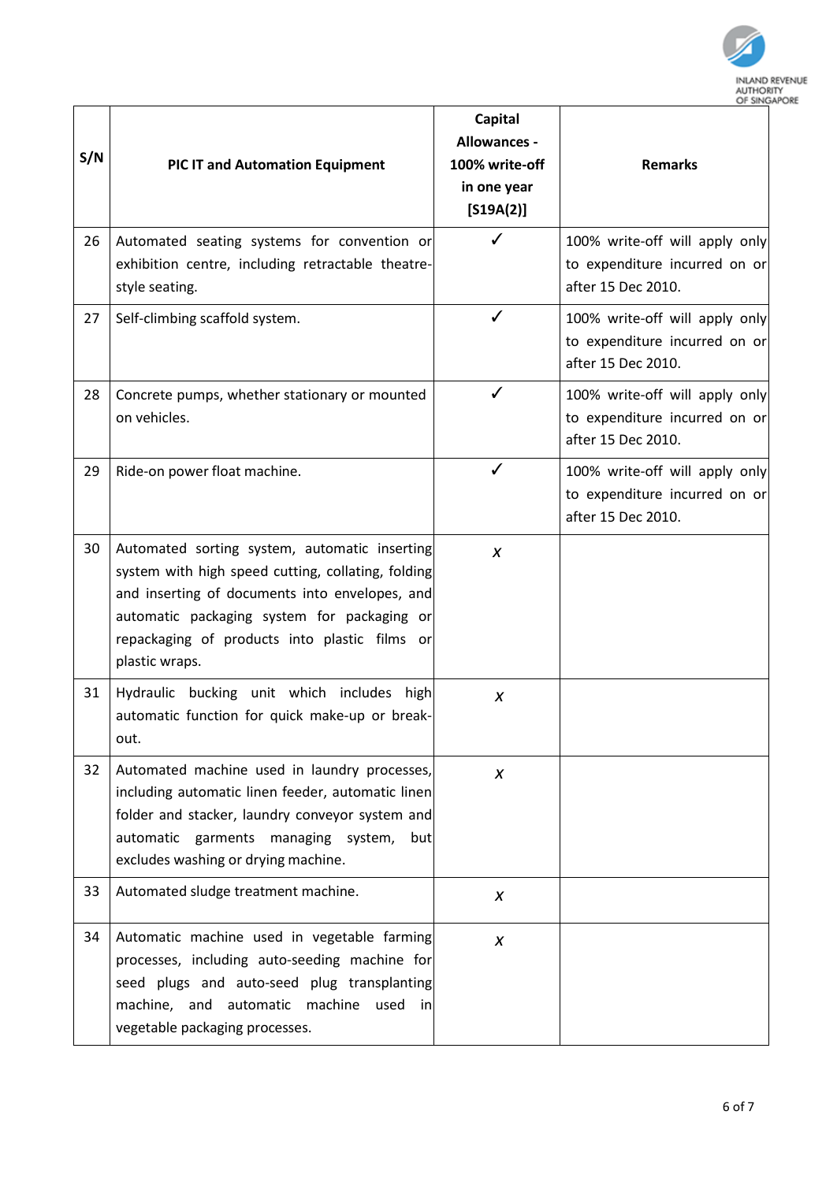| S/N | PIC IT and Automation Equipment | Capital Allowances - 100% write-off in one year [S19A(2)] | Remarks |
|---|---|---|---|
| 26 | Automated seating systems for convention or exhibition centre, including retractable theatre-style seating. | ✓ | 100% write-off will apply only to expenditure incurred on or after 15 Dec 2010. |
| 27 | Self-climbing scaffold system. | ✓ | 100% write-off will apply only to expenditure incurred on or after 15 Dec 2010. |
| 28 | Concrete pumps, whether stationary or mounted on vehicles. | ✓ | 100% write-off will apply only to expenditure incurred on or after 15 Dec 2010. |
| 29 | Ride-on power float machine. | ✓ | 100% write-off will apply only to expenditure incurred on or after 15 Dec 2010. |
| 30 | Automated sorting system, automatic inserting system with high speed cutting, collating, folding and inserting of documents into envelopes, and automatic packaging system for packaging or repackaging of products into plastic films or plastic wraps. | x | |
| 31 | Hydraulic bucking unit which includes high automatic function for quick make-up or break-out. | x | |
| 32 | Automated machine used in laundry processes, including automatic linen feeder, automatic linen folder and stacker, laundry conveyor system and automatic garments managing system, but excludes washing or drying machine. | x | |
| 33 | Automated sludge treatment machine. | x | |
| 34 | Automatic machine used in vegetable farming processes, including auto-seeding machine for seed plugs and auto-seed plug transplanting machine, and automatic machine used in vegetable packaging processes. | x | |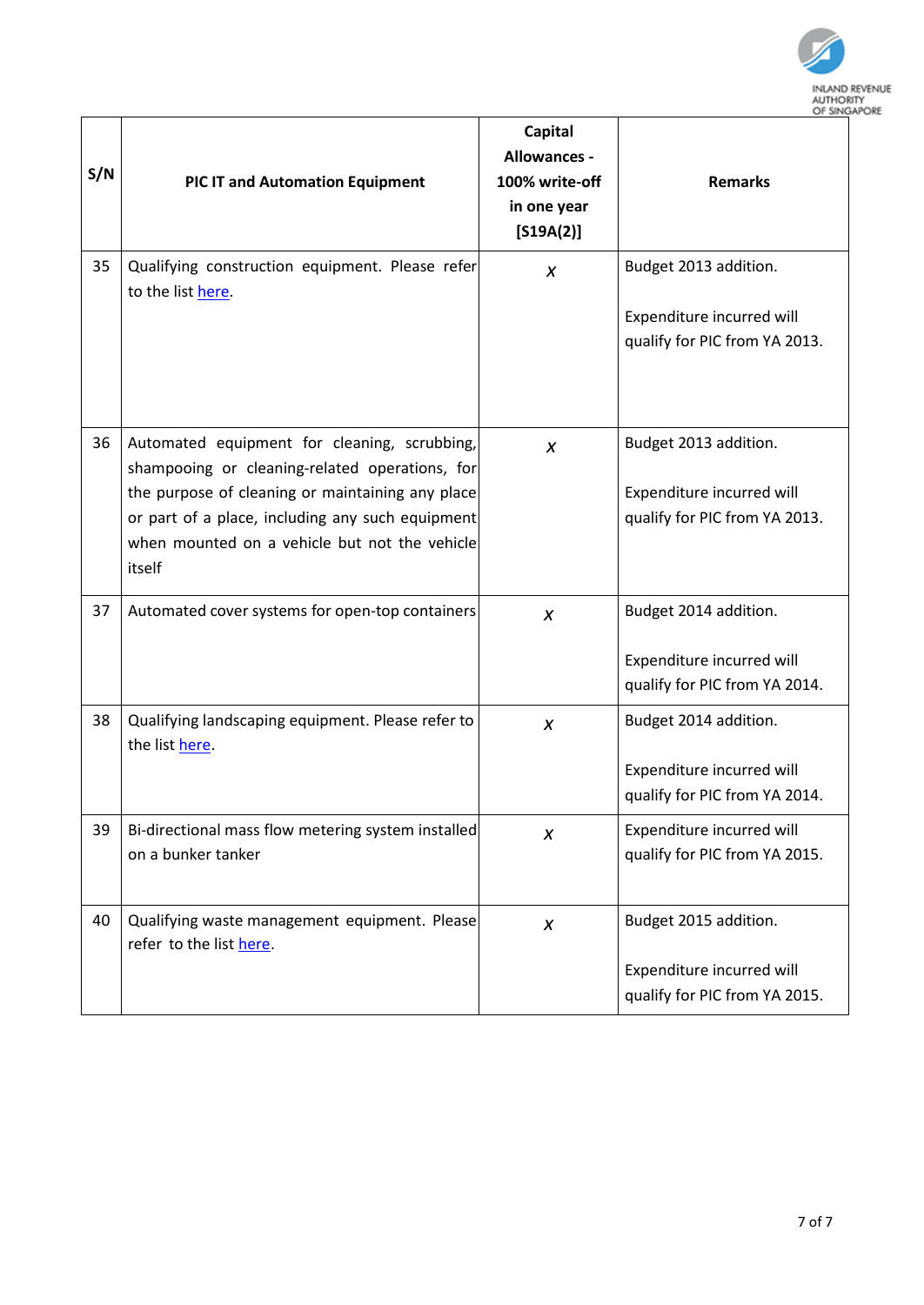| S/N | PIC IT and Automation Equipment | Capital Allowances - 100% write-off in one year [S19A(2)] | Remarks |
|---|---|---|---|
| 35 | Qualifying construction equipment. Please refer to the list here. | X | Budget 2013 addition.<br><br>Expenditure incurred will qualify for PIC from YA 2013. |
| 36 | Automated equipment for cleaning, scrubbing, shampooing or cleaning-related operations, for the purpose of cleaning or maintaining any place or part of a place, including any such equipment when mounted on a vehicle but not the vehicle itself | X | Budget 2013 addition.<br><br>Expenditure incurred will qualify for PIC from YA 2013. |
| 37 | Automated cover systems for open-top containers | X | Budget 2014 addition.<br><br>Expenditure incurred will qualify for PIC from YA 2014. |
| 38 | Qualifying landscaping equipment. Please refer to the list here. | X | Budget 2014 addition.<br><br>Expenditure incurred will qualify for PIC from YA 2014. |
| 39 | Bi-directional mass flow metering system installed on a bunker tanker | X | Expenditure incurred will qualify for PIC from YA 2015. |
| 40 | Qualifying waste management equipment. Please refer to the list here. | X | Budget 2015 addition.<br><br>Expenditure incurred will qualify for PIC from YA 2015. |